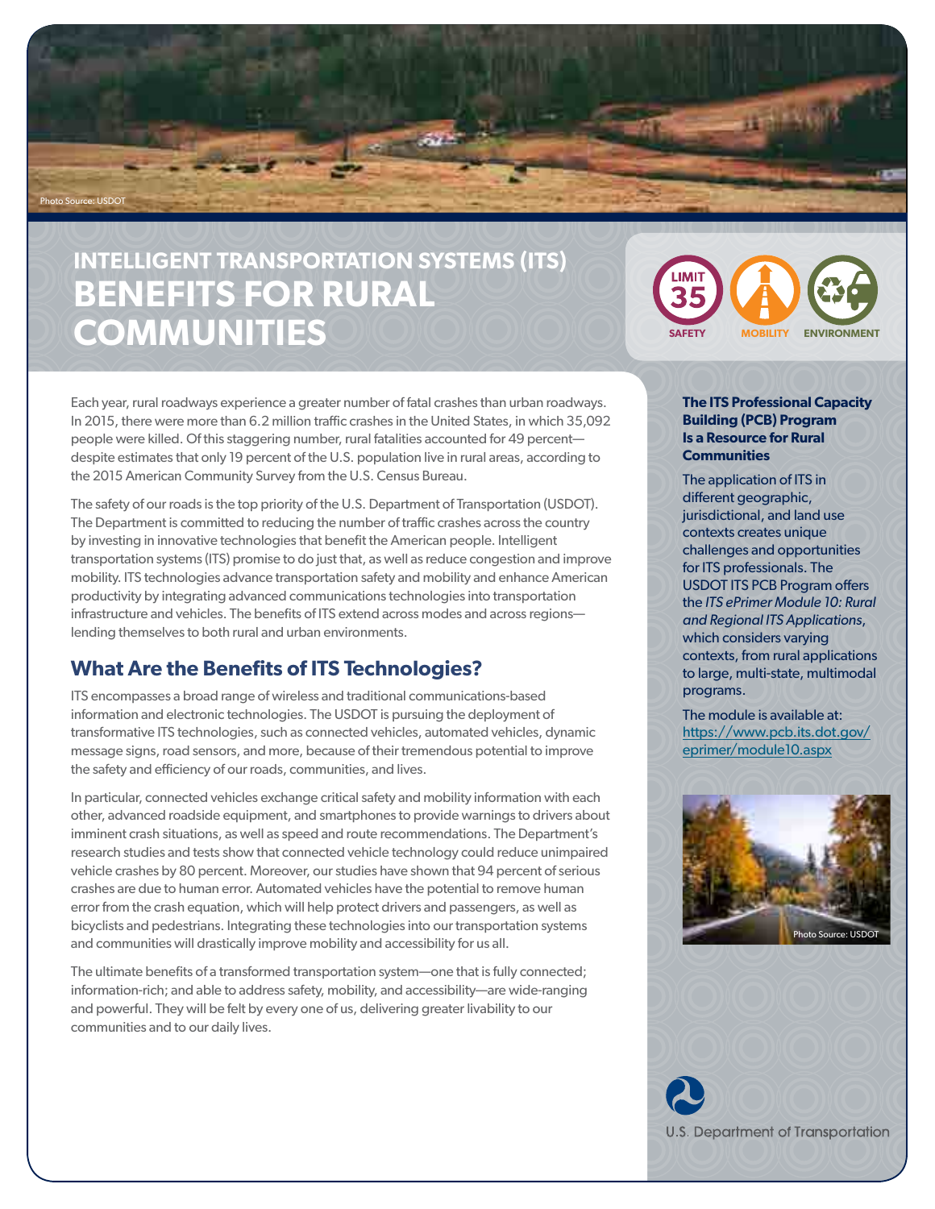# INTELLIGENT TRANSPORTATION SYSTEMS (ITS) BENEFITS FOR RURAL COMMUNITIES

SAFETY | MOBILITY | ENVIRONMENT

Each year, rural roadways experience a greater number of fatal crashes than urban roadways. In 2015, there were more than 6.2 million traffic crashes in the United States, in which 35,092 people were killed. Of this staggering number, rural fatalities accounted for 49 percent—despite estimates that only 19 percent of the U.S. population live in rural areas, according to the 2015 American Community Survey from the U.S. Census Bureau.

The safety of our roads is the top priority of the U.S. Department of Transportation (USDOT). The Department is committed to reducing the number of traffic crashes across the country by investing in innovative technologies that benefit the American people. Intelligent transportation systems (ITS) promise to do just that, as well as reduce congestion and improve mobility. ITS technologies advance transportation safety and mobility and enhance American productivity by integrating advanced communications technologies into transportation infrastructure and vehicles. The benefits of ITS extend across modes and across regions—lending themselves to both rural and urban environments.

## What Are the Benefits of ITS Technologies?

ITS encompasses a broad range of wireless and traditional communications-based information and electronic technologies. The USDOT is pursuing the deployment of transformative ITS technologies, such as connected vehicles, automated vehicles, dynamic message signs, road sensors, and more, because of their tremendous potential to improve the safety and efficiency of our roads, communities, and lives.

In particular, connected vehicles exchange critical safety and mobility information with each other, advanced roadside equipment, and smartphones to provide warnings to drivers about imminent crash situations, as well as speed and route recommendations. The Department's research studies and tests show that connected vehicle technology could reduce unimpaired vehicle crashes by 80 percent. Moreover, our studies have shown that 94 percent of serious crashes are due to human error. Automated vehicles have the potential to remove human error from the crash equation, which will help protect drivers and passengers, as well as bicyclists and pedestrians. Integrating these technologies into our transportation systems and communities will drastically improve mobility and accessibility for us all.

The ultimate benefits of a transformed transportation system—one that is fully connected; information-rich; and able to address safety, mobility, and accessibility—are wide-ranging and powerful. They will be felt by every one of us, delivering greater livability to our communities and to our daily lives.

### The ITS Professional Capacity Building (PCB) Program Is a Resource for Rural Communities

The application of ITS in different geographic, jurisdictional, and land use contexts creates unique challenges and opportunities for ITS professionals. The USDOT ITS PCB Program offers the *ITS ePrimer Module 10: Rural and Regional ITS Applications*, which considers varying contexts, from rural applications to large, multi-state, multimodal programs.

The module is available at: https://www.pcb.its.dot.gov/eprimer/module10.aspx

Photo Source: USDOT

U.S. Department of Transportation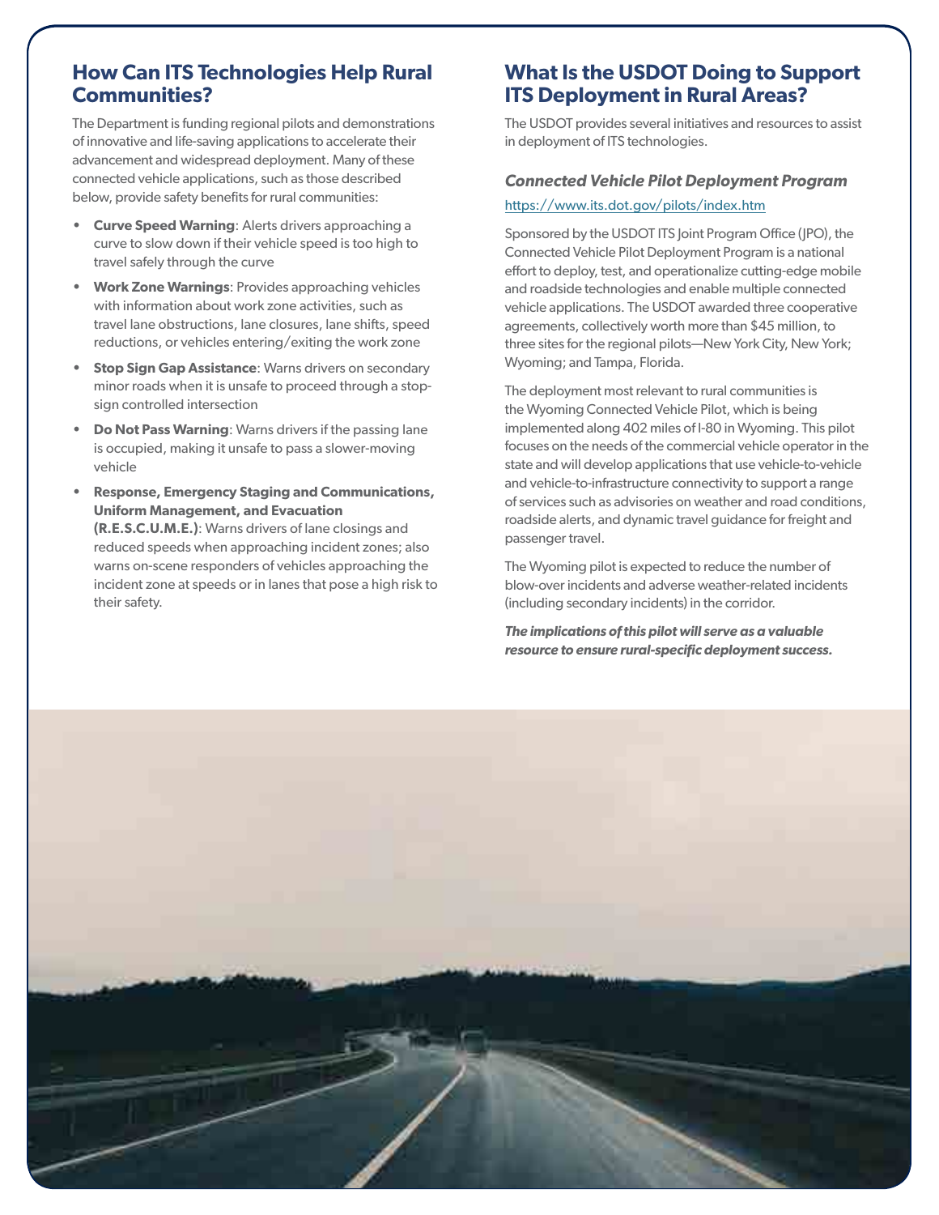## How Can ITS Technologies Help Rural Communities?

The Department is funding regional pilots and demonstrations of innovative and life-saving applications to accelerate their advancement and widespread deployment. Many of these connected vehicle applications, such as those described below, provide safety benefits for rural communities:

- **Curve Speed Warning**: Alerts drivers approaching a curve to slow down if their vehicle speed is too high to travel safely through the curve
- **Work Zone Warnings**: Provides approaching vehicles with information about work zone activities, such as travel lane obstructions, lane closures, lane shifts, speed reductions, or vehicles entering/exiting the work zone
- **Stop Sign Gap Assistance**: Warns drivers on secondary minor roads when it is unsafe to proceed through a stop-sign controlled intersection
- **Do Not Pass Warning**: Warns drivers if the passing lane is occupied, making it unsafe to pass a slower-moving vehicle
- **Response, Emergency Staging and Communications, Uniform Management, and Evacuation (R.E.S.C.U.M.E.)**: Warns drivers of lane closings and reduced speeds when approaching incident zones; also warns on-scene responders of vehicles approaching the incident zone at speeds or in lanes that pose a high risk to their safety.

## What Is the USDOT Doing to Support ITS Deployment in Rural Areas?

The USDOT provides several initiatives and resources to assist in deployment of ITS technologies.

### *Connected Vehicle Pilot Deployment Program*

https://www.its.dot.gov/pilots/index.htm

Sponsored by the USDOT ITS Joint Program Office (JPO), the Connected Vehicle Pilot Deployment Program is a national effort to deploy, test, and operationalize cutting-edge mobile and roadside technologies and enable multiple connected vehicle applications. The USDOT awarded three cooperative agreements, collectively worth more than $45 million, to three sites for the regional pilots—New York City, New York; Wyoming; and Tampa, Florida.

The deployment most relevant to rural communities is the Wyoming Connected Vehicle Pilot, which is being implemented along 402 miles of I-80 in Wyoming. This pilot focuses on the needs of the commercial vehicle operator in the state and will develop applications that use vehicle-to-vehicle and vehicle-to-infrastructure connectivity to support a range of services such as advisories on weather and road conditions, roadside alerts, and dynamic travel guidance for freight and passenger travel.

The Wyoming pilot is expected to reduce the number of blow-over incidents and adverse weather-related incidents (including secondary incidents) in the corridor.

***The implications of this pilot will serve as a valuable resource to ensure rural-specific deployment success.***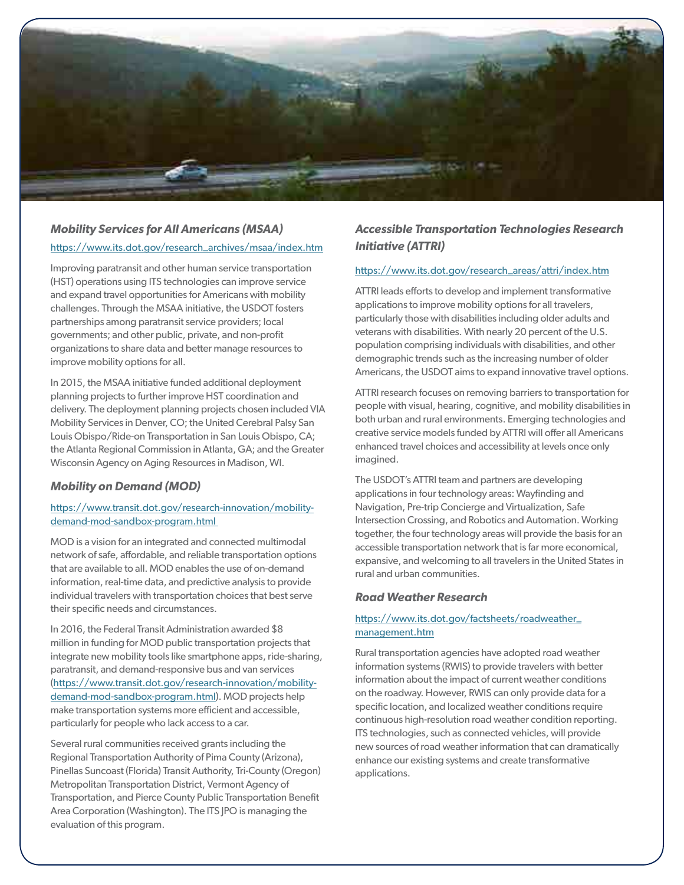### *Mobility Services for All Americans (MSAA)*

https://www.its.dot.gov/research_archives/msaa/index.htm

Improving paratransit and other human service transportation (HST) operations using ITS technologies can improve service and expand travel opportunities for Americans with mobility challenges. Through the MSAA initiative, the USDOT fosters partnerships among paratransit service providers; local governments; and other public, private, and non-profit organizations to share data and better manage resources to improve mobility options for all.

In 2015, the MSAA initiative funded additional deployment planning projects to further improve HST coordination and delivery. The deployment planning projects chosen included VIA Mobility Services in Denver, CO; the United Cerebral Palsy San Louis Obispo/Ride-on Transportation in San Louis Obispo, CA; the Atlanta Regional Commission in Atlanta, GA; and the Greater Wisconsin Agency on Aging Resources in Madison, WI.

### *Mobility on Demand (MOD)*

https://www.transit.dot.gov/research-innovation/mobility-demand-mod-sandbox-program.html

MOD is a vision for an integrated and connected multimodal network of safe, affordable, and reliable transportation options that are available to all. MOD enables the use of on-demand information, real-time data, and predictive analysis to provide individual travelers with transportation choices that best serve their specific needs and circumstances.

In 2016, the Federal Transit Administration awarded $8 million in funding for MOD public transportation projects that integrate new mobility tools like smartphone apps, ride-sharing, paratransit, and demand-responsive bus and van services (https://www.transit.dot.gov/research-innovation/mobility-demand-mod-sandbox-program.html). MOD projects help make transportation systems more efficient and accessible, particularly for people who lack access to a car.

Several rural communities received grants including the Regional Transportation Authority of Pima County (Arizona), Pinellas Suncoast (Florida) Transit Authority, Tri-County (Oregon) Metropolitan Transportation District, Vermont Agency of Transportation, and Pierce County Public Transportation Benefit Area Corporation (Washington). The ITS JPO is managing the evaluation of this program.

### *Accessible Transportation Technologies Research Initiative (ATTRI)*

https://www.its.dot.gov/research_areas/attri/index.htm

ATTRI leads efforts to develop and implement transformative applications to improve mobility options for all travelers, particularly those with disabilities including older adults and veterans with disabilities. With nearly 20 percent of the U.S. population comprising individuals with disabilities, and other demographic trends such as the increasing number of older Americans, the USDOT aims to expand innovative travel options.

ATTRI research focuses on removing barriers to transportation for people with visual, hearing, cognitive, and mobility disabilities in both urban and rural environments. Emerging technologies and creative service models funded by ATTRI will offer all Americans enhanced travel choices and accessibility at levels once only imagined.

The USDOT's ATTRI team and partners are developing applications in four technology areas: Wayfinding and Navigation, Pre-trip Concierge and Virtualization, Safe Intersection Crossing, and Robotics and Automation. Working together, the four technology areas will provide the basis for an accessible transportation network that is far more economical, expansive, and welcoming to all travelers in the United States in rural and urban communities.

### *Road Weather Research*

https://www.its.dot.gov/factsheets/roadweather_management.htm

Rural transportation agencies have adopted road weather information systems (RWIS) to provide travelers with better information about the impact of current weather conditions on the roadway. However, RWIS can only provide data for a specific location, and localized weather conditions require continuous high-resolution road weather condition reporting. ITS technologies, such as connected vehicles, will provide new sources of road weather information that can dramatically enhance our existing systems and create transformative applications.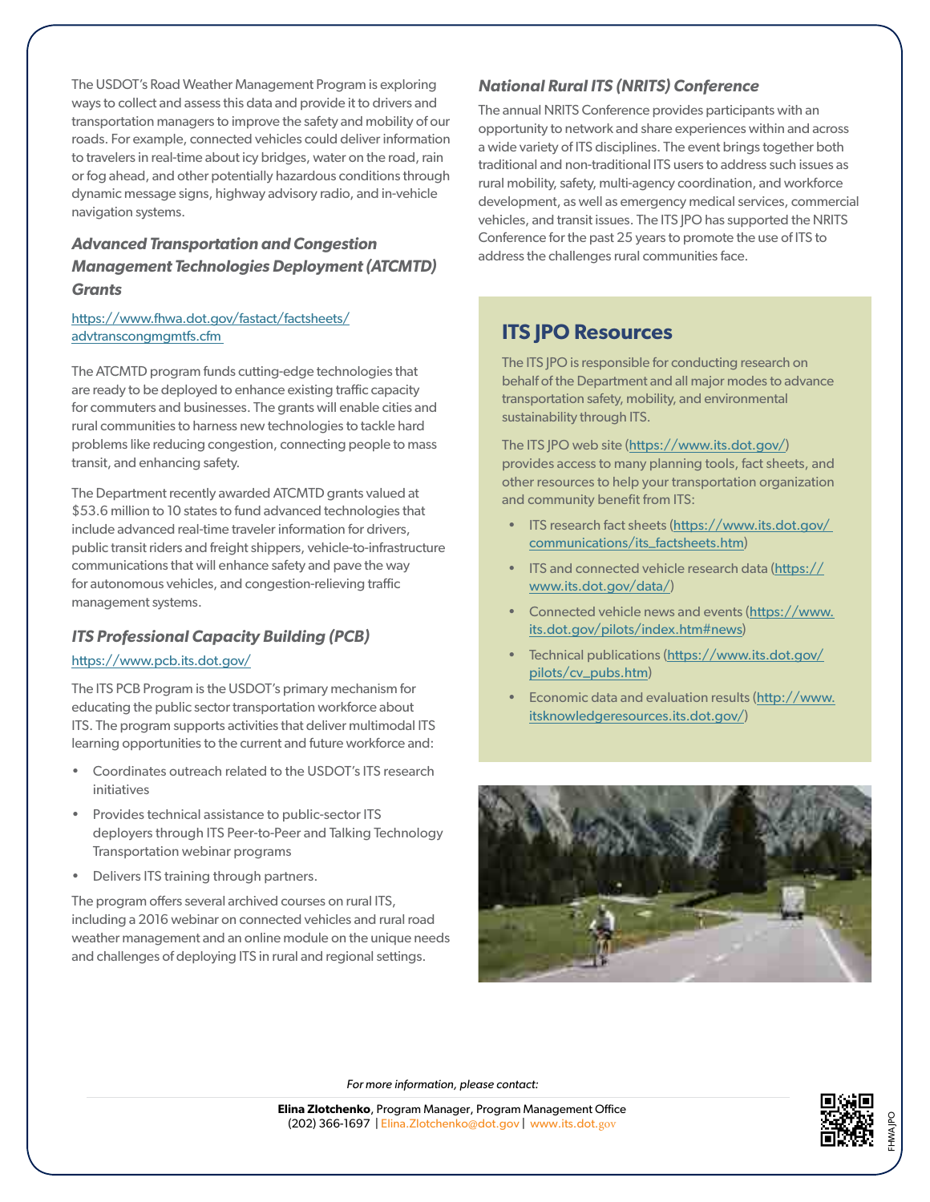The USDOT's Road Weather Management Program is exploring ways to collect and assess this data and provide it to drivers and transportation managers to improve the safety and mobility of our roads. For example, connected vehicles could deliver information to travelers in real-time about icy bridges, water on the road, rain or fog ahead, and other potentially hazardous conditions through dynamic message signs, highway advisory radio, and in-vehicle navigation systems.

### *Advanced Transportation and Congestion Management Technologies Deployment (ATCMTD) Grants*

https://www.fhwa.dot.gov/fastact/factsheets/advtranscongmgmtfs.cfm

The ATCMTD program funds cutting-edge technologies that are ready to be deployed to enhance existing traffic capacity for commuters and businesses. The grants will enable cities and rural communities to harness new technologies to tackle hard problems like reducing congestion, connecting people to mass transit, and enhancing safety.

The Department recently awarded ATCMTD grants valued at $53.6 million to 10 states to fund advanced technologies that include advanced real-time traveler information for drivers, public transit riders and freight shippers, vehicle-to-infrastructure communications that will enhance safety and pave the way for autonomous vehicles, and congestion-relieving traffic management systems.

### *ITS Professional Capacity Building (PCB)*

https://www.pcb.its.dot.gov/

The ITS PCB Program is the USDOT's primary mechanism for educating the public sector transportation workforce about ITS. The program supports activities that deliver multimodal ITS learning opportunities to the current and future workforce and:

- Coordinates outreach related to the USDOT's ITS research initiatives
- Provides technical assistance to public-sector ITS deployers through ITS Peer-to-Peer and Talking Technology Transportation webinar programs
- Delivers ITS training through partners.

The program offers several archived courses on rural ITS, including a 2016 webinar on connected vehicles and rural road weather management and an online module on the unique needs and challenges of deploying ITS in rural and regional settings.

### *National Rural ITS (NRITS) Conference*

The annual NRITS Conference provides participants with an opportunity to network and share experiences within and across a wide variety of ITS disciplines. The event brings together both traditional and non-traditional ITS users to address such issues as rural mobility, safety, multi-agency coordination, and workforce development, as well as emergency medical services, commercial vehicles, and transit issues. The ITS JPO has supported the NRITS Conference for the past 25 years to promote the use of ITS to address the challenges rural communities face.

## ITS JPO Resources

The ITS JPO is responsible for conducting research on behalf of the Department and all major modes to advance transportation safety, mobility, and environmental sustainability through ITS.

The ITS JPO web site (https://www.its.dot.gov/) provides access to many planning tools, fact sheets, and other resources to help your transportation organization and community benefit from ITS:

- ITS research fact sheets (https://www.its.dot.gov/communications/its_factsheets.htm)
- ITS and connected vehicle research data (https://www.its.dot.gov/data/)
- Connected vehicle news and events (https://www.its.dot.gov/pilots/index.htm#news)
- Technical publications (https://www.its.dot.gov/pilots/cv_pubs.htm)
- Economic data and evaluation results (http://www.itsknowledgeresources.its.dot.gov/)

*For more information, please contact:*

**Elina Zlotchenko**, Program Manager, Program Management Office
(202) 366-1697 | Elina.Zlotchenko@dot.gov | www.its.dot.gov

FHWA-JPO